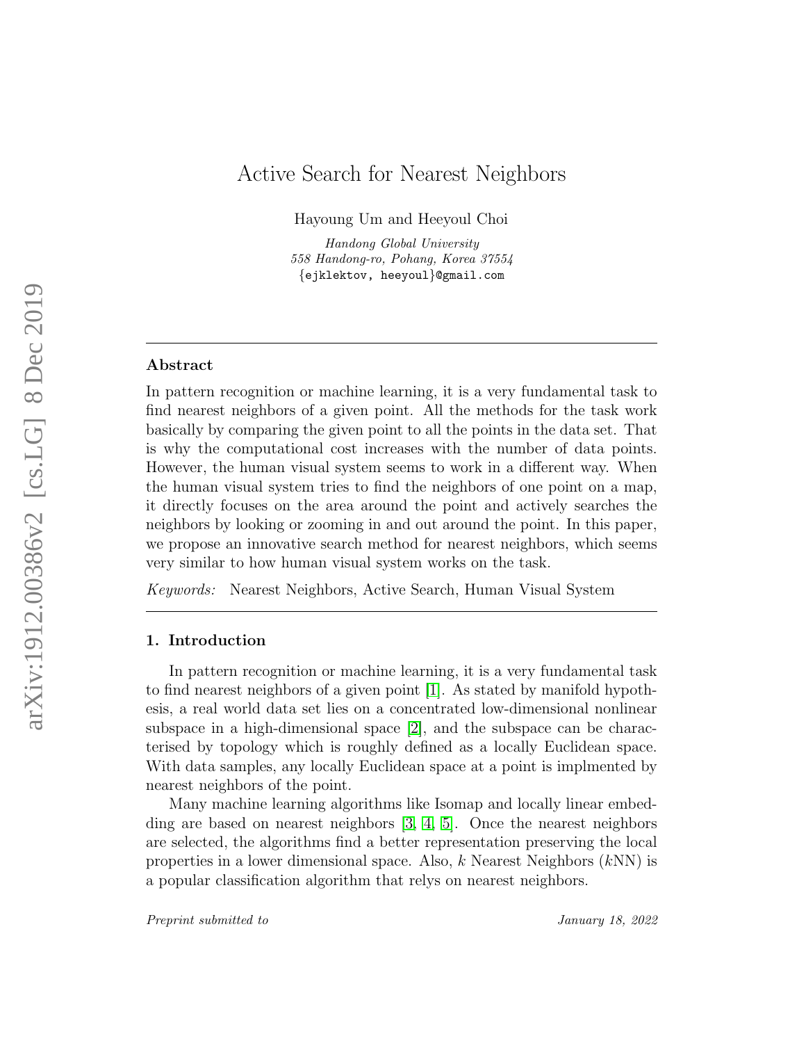# Active Search for Nearest Neighbors

Hayoung Um and Heeyoul Choi

*Handong Global University*
*558 Handong-ro, Pohang, Korea 37554*
{ejklektov, heeyoul}@gmail.com

---

## Abstract

In pattern recognition or machine learning, it is a very fundamental task to find nearest neighbors of a given point. All the methods for the task work basically by comparing the given point to all the points in the data set. That is why the computational cost increases with the number of data points. However, the human visual system seems to work in a different way. When the human visual system tries to find the neighbors of one point on a map, it directly focuses on the area around the point and actively searches the neighbors by looking or zooming in and out around the point. In this paper, we propose an innovative search method for nearest neighbors, which seems very similar to how human visual system works on the task.

*Keywords:* Nearest Neighbors, Active Search, Human Visual System

---

## 1. Introduction

In pattern recognition or machine learning, it is a very fundamental task to find nearest neighbors of a given point [1]. As stated by manifold hypothesis, a real world data set lies on a concentrated low-dimensional nonlinear subspace in a high-dimensional space [2], and the subspace can be characterised by topology which is roughly defined as a locally Euclidean space. With data samples, any locally Euclidean space at a point is implmented by nearest neighbors of the point.

Many machine learning algorithms like Isomap and locally linear embedding are based on nearest neighbors [3, 4, 5]. Once the nearest neighbors are selected, the algorithms find a better representation preserving the local properties in a lower dimensional space. Also, $k$ Nearest Neighbors ($k$NN) is a popular classification algorithm that relys on nearest neighbors.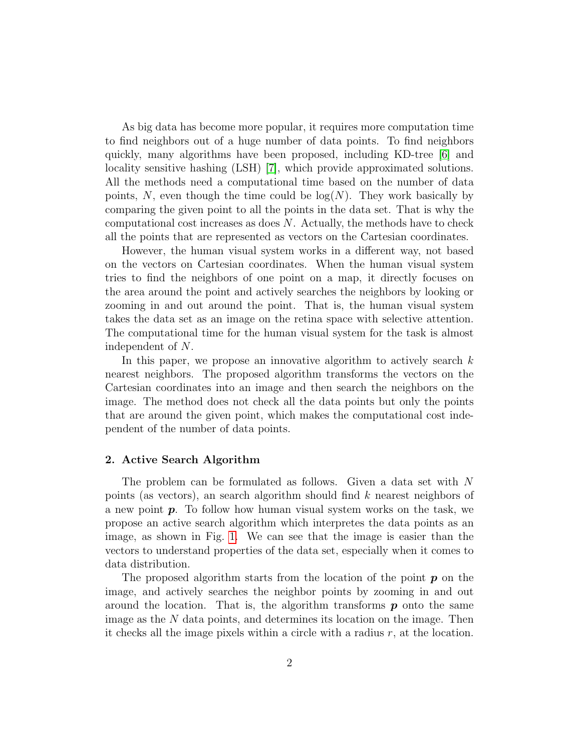As big data has become more popular, it requires more computation time to find neighbors out of a huge number of data points. To find neighbors quickly, many algorithms have been proposed, including KD-tree [6] and locality sensitive hashing (LSH) [7], which provide approximated solutions. All the methods need a computational time based on the number of data points, $N$, even though the time could be $\log(N)$. They work basically by comparing the given point to all the points in the data set. That is why the computational cost increases as does $N$. Actually, the methods have to check all the points that are represented as vectors on the Cartesian coordinates.

However, the human visual system works in a different way, not based on the vectors on Cartesian coordinates. When the human visual system tries to find the neighbors of one point on a map, it directly focuses on the area around the point and actively searches the neighbors by looking or zooming in and out around the point. That is, the human visual system takes the data set as an image on the retina space with selective attention. The computational time for the human visual system for the task is almost independent of $N$.

In this paper, we propose an innovative algorithm to actively search $k$ nearest neighbors. The proposed algorithm transforms the vectors on the Cartesian coordinates into an image and then search the neighbors on the image. The method does not check all the data points but only the points that are around the given point, which makes the computational cost independent of the number of data points.

## 2. Active Search Algorithm

The problem can be formulated as follows. Given a data set with $N$ points (as vectors), an search algorithm should find $k$ nearest neighbors of a new point $\boldsymbol{p}$. To follow how human visual system works on the task, we propose an active search algorithm which interpretes the data points as an image, as shown in Fig. 1. We can see that the image is easier than the vectors to understand properties of the data set, especially when it comes to data distribution.

The proposed algorithm starts from the location of the point $\boldsymbol{p}$ on the image, and actively searches the neighbor points by zooming in and out around the location. That is, the algorithm transforms $\boldsymbol{p}$ onto the same image as the $N$ data points, and determines its location on the image. Then it checks all the image pixels within a circle with a radius $r$, at the location.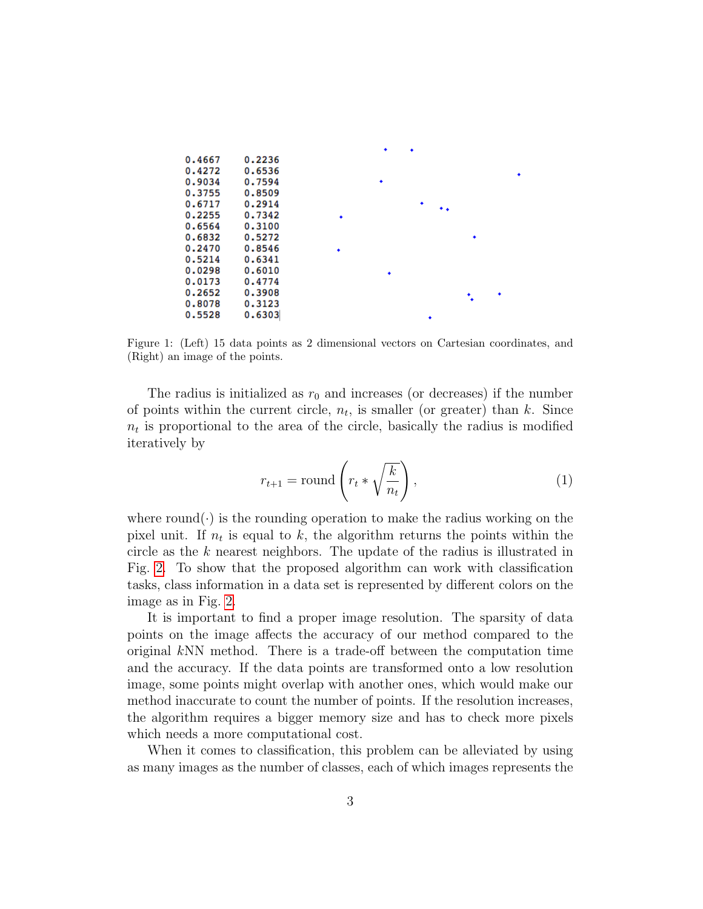| | |
|---|---|
| 0.4667 | 0.2236 |
| 0.4272 | 0.6536 |
| 0.9034 | 0.7594 |
| 0.3755 | 0.8509 |
| 0.6717 | 0.2914 |
| 0.2255 | 0.7342 |
| 0.6564 | 0.3100 |
| 0.6832 | 0.5272 |
| 0.2470 | 0.8546 |
| 0.5214 | 0.6341 |
| 0.0298 | 0.6010 |
| 0.0173 | 0.4774 |
| 0.2652 | 0.3908 |
| 0.8078 | 0.3123 |
| 0.5528 | 0.6303 |

Figure 1: (Left) 15 data points as 2 dimensional vectors on Cartesian coordinates, and (Right) an image of the points.

The radius is initialized as $r_0$ and increases (or decreases) if the number of points within the current circle, $n_t$, is smaller (or greater) than $k$. Since $n_t$ is proportional to the area of the circle, basically the radius is modified iteratively by

$$r_{t+1} = \text{round}\left(r_t * \sqrt{\frac{k}{n_t}}\right), \tag{1}$$

where round$(\cdot)$ is the rounding operation to make the radius working on the pixel unit. If $n_t$ is equal to $k$, the algorithm returns the points within the circle as the $k$ nearest neighbors. The update of the radius is illustrated in Fig. 2. To show that the proposed algorithm can work with classification tasks, class information in a data set is represented by different colors on the image as in Fig. 2.

It is important to find a proper image resolution. The sparsity of data points on the image affects the accuracy of our method compared to the original $k$NN method. There is a trade-off between the computation time and the accuracy. If the data points are transformed onto a low resolution image, some points might overlap with another ones, which would make our method inaccurate to count the number of points. If the resolution increases, the algorithm requires a bigger memory size and has to check more pixels which needs a more computational cost.

When it comes to classification, this problem can be alleviated by using as many images as the number of classes, each of which images represents the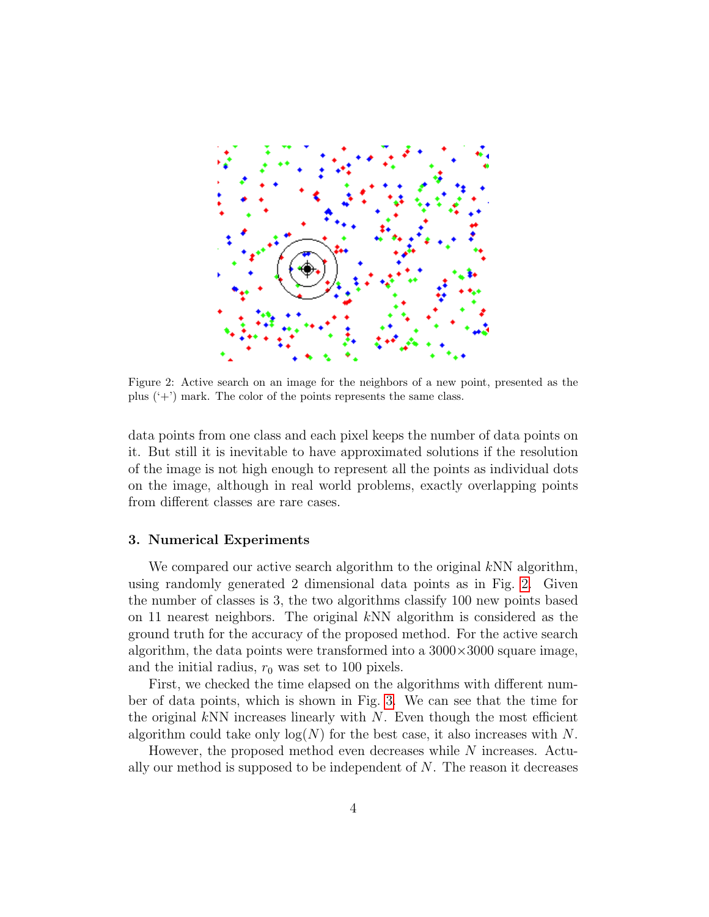Figure 2: Active search on an image for the neighbors of a new point, presented as the plus ('+') mark. The color of the points represents the same class.

data points from one class and each pixel keeps the number of data points on it. But still it is inevitable to have approximated solutions if the resolution of the image is not high enough to represent all the points as individual dots on the image, although in real world problems, exactly overlapping points from different classes are rare cases.

### 3. Numerical Experiments

We compared our active search algorithm to the original $k$NN algorithm, using randomly generated 2 dimensional data points as in Fig. 2. Given the number of classes is 3, the two algorithms classify 100 new points based on 11 nearest neighbors. The original $k$NN algorithm is considered as the ground truth for the accuracy of the proposed method. For the active search algorithm, the data points were transformed into a $3000 \times 3000$ square image, and the initial radius, $r_0$ was set to 100 pixels.

First, we checked the time elapsed on the algorithms with different number of data points, which is shown in Fig. 3. We can see that the time for the original $k$NN increases linearly with $N$. Even though the most efficient algorithm could take only $\log(N)$ for the best case, it also increases with $N$.

However, the proposed method even decreases while $N$ increases. Actually our method is supposed to be independent of $N$. The reason it decreases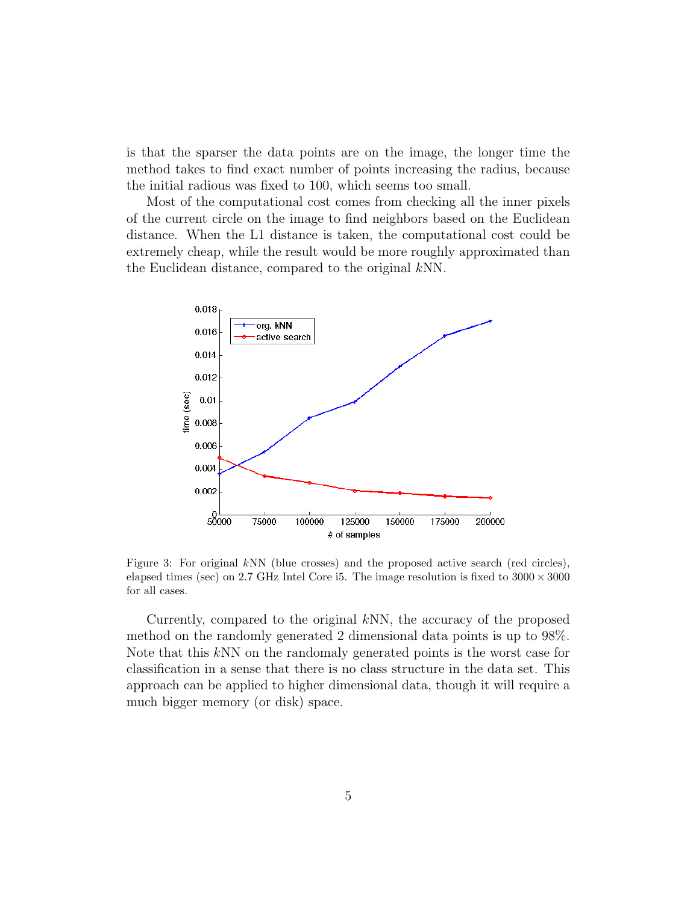is that the sparser the data points are on the image, the longer time the method takes to find exact number of points increasing the radius, because the initial radious was fixed to 100, which seems too small.

Most of the computational cost comes from checking all the inner pixels of the current circle on the image to find neighbors based on the Euclidean distance. When the L1 distance is taken, the computational cost could be extremely cheap, while the result would be more roughly approximated than the Euclidean distance, compared to the original $k$NN.

Figure 3: For original $k$NN (blue crosses) and the proposed active search (red circles), elapsed times (sec) on 2.7 GHz Intel Core i5. The image resolution is fixed to $3000 \times 3000$ for all cases.

Currently, compared to the original $k$NN, the accuracy of the proposed method on the randomly generated 2 dimensional data points is up to 98%. Note that this $k$NN on the randomaly generated points is the worst case for classification in a sense that there is no class structure in the data set. This approach can be applied to higher dimensional data, though it will require a much bigger memory (or disk) space.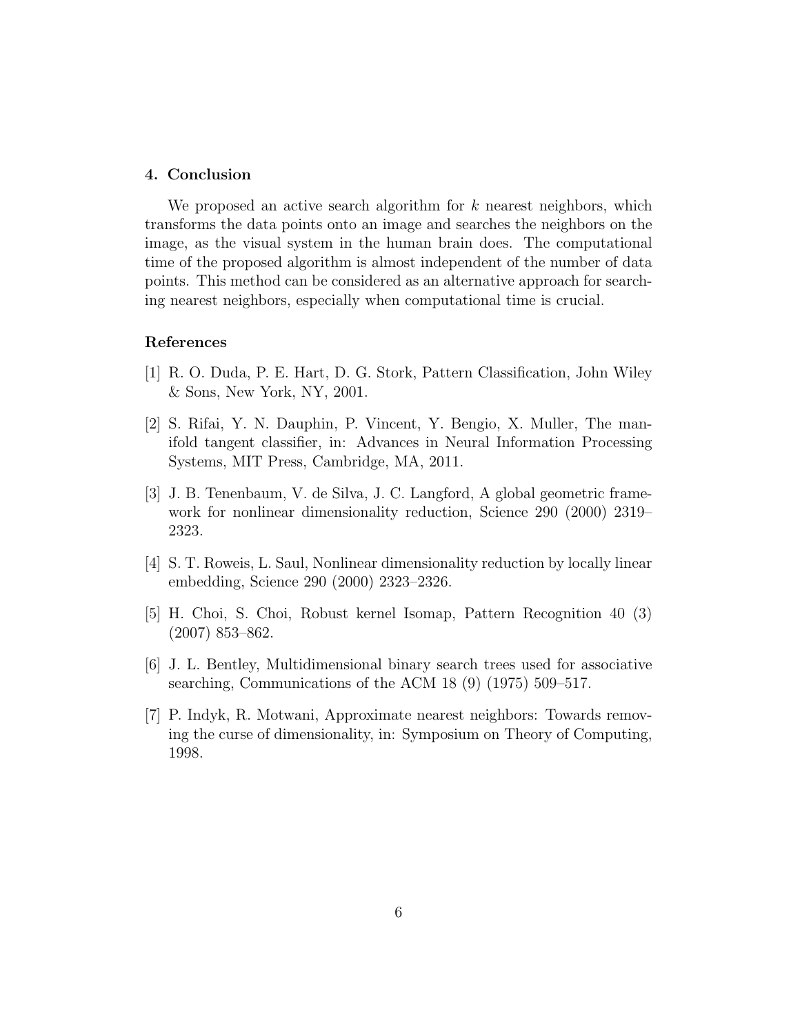## 4. Conclusion

We proposed an active search algorithm for $k$ nearest neighbors, which transforms the data points onto an image and searches the neighbors on the image, as the visual system in the human brain does. The computational time of the proposed algorithm is almost independent of the number of data points. This method can be considered as an alternative approach for searching nearest neighbors, especially when computational time is crucial.

## References

[1] R. O. Duda, P. E. Hart, D. G. Stork, Pattern Classification, John Wiley & Sons, New York, NY, 2001.

[2] S. Rifai, Y. N. Dauphin, P. Vincent, Y. Bengio, X. Muller, The manifold tangent classifier, in: Advances in Neural Information Processing Systems, MIT Press, Cambridge, MA, 2011.

[3] J. B. Tenenbaum, V. de Silva, J. C. Langford, A global geometric framework for nonlinear dimensionality reduction, Science 290 (2000) 2319–2323.

[4] S. T. Roweis, L. Saul, Nonlinear dimensionality reduction by locally linear embedding, Science 290 (2000) 2323–2326.

[5] H. Choi, S. Choi, Robust kernel Isomap, Pattern Recognition 40 (3) (2007) 853–862.

[6] J. L. Bentley, Multidimensional binary search trees used for associative searching, Communications of the ACM 18 (9) (1975) 509–517.

[7] P. Indyk, R. Motwani, Approximate nearest neighbors: Towards removing the curse of dimensionality, in: Symposium on Theory of Computing, 1998.